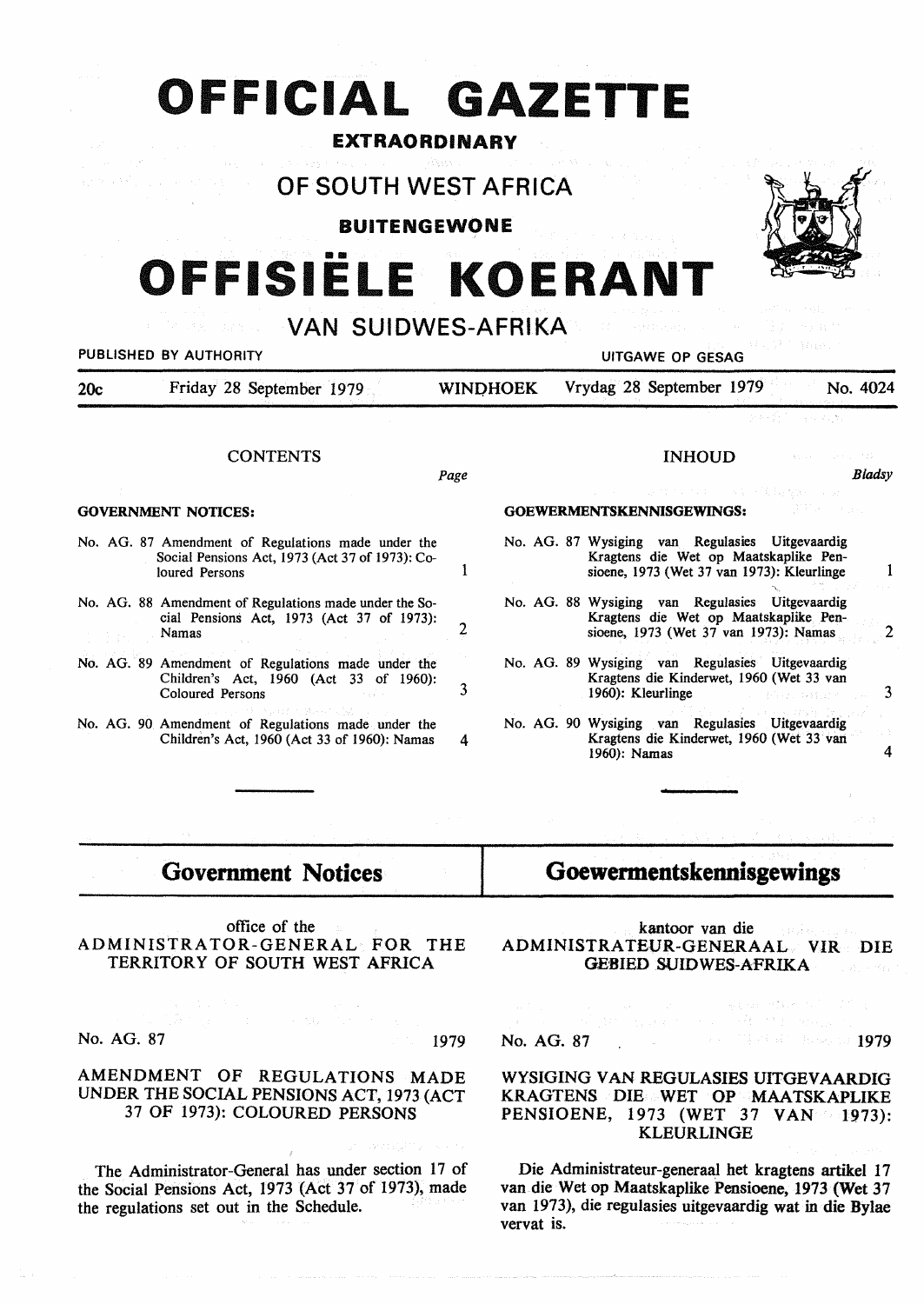# OFFICIAL GAZETTE

**EXTRAORDINARY**

## OF SOUTH WEST AFRICA

**BUITENGEWONE**

# OFFISIËLE KOERANT

## VAN SUIDWES-AFRIKA

PUBLISHED BY AUTHORITY — UITGAWE OP GESAG

20c — Friday 28 September 1979 — WINDHOEK — Vrydag 28 September 1979 — No. 4024

### CONTENTS

| | Page |
|---|---|
| **GOVERNMENT NOTICES:** | |
| No. AG. 87 Amendment of Regulations made under the Social Pensions Act, 1973 (Act 37 of 1973): Coloured Persons | 1 |
| No. AG. 88 Amendment of Regulations made under the Social Pensions Act, 1973 (Act 37 of 1973): Namas | 2 |
| No. AG. 89 Amendment of Regulations made under the Children's Act, 1960 (Act 33 of 1960): Coloured Persons | 3 |
| No. AG. 90 Amendment of Regulations made under the Children's Act, 1960 (Act 33 of 1960): Namas | 4 |

### INHOUD

| | Bladsy |
|---|---|
| **GOEWERMENTSKENNISGEWINGS:** | |
| No. AG. 87 Wysiging van Regulasies Uitgevaardig Kragtens die Wet op Maatskaplike Pensioene, 1973 (Wet 37 van 1973): Kleurlinge | 1 |
| No. AG. 88 Wysiging van Regulasies Uitgevaardig Kragtens die Wet op Maatskaplike Pensioene, 1973 (Wet 37 van 1973): Namas | 2 |
| No. AG. 89 Wysiging van Regulasies Uitgevaardig Kragtens die Kinderwet, 1960 (Wet 33 van 1960): Kleurlinge | 3 |
| No. AG. 90 Wysiging van Regulasies Uitgevaardig Kragtens die Kinderwet, 1960 (Wet 33 van 1960): Namas | 4 |

## Government Notices

office of the
ADMINISTRATOR-GENERAL FOR THE TERRITORY OF SOUTH WEST AFRICA

No. AG. 87 — 1979

### AMENDMENT OF REGULATIONS MADE UNDER THE SOCIAL PENSIONS ACT, 1973 (ACT 37 OF 1973): COLOURED PERSONS

The Administrator-General has under section 17 of the Social Pensions Act, 1973 (Act 37 of 1973), made the regulations set out in the Schedule.

## Goewermentskennisgewings

kantoor van die
ADMINISTRATEUR-GENERAAL VIR DIE GEBIED SUIDWES-AFRIKA

No. AG. 87 — 1979

### WYSIGING VAN REGULASIES UITGEVAARDIG KRAGTENS DIE WET OP MAATSKAPLIKE PENSIOENE, 1973 (WET 37 VAN 1973): KLEURLINGE

Die Administrateur-generaal het kragtens artikel 17 van die Wet op Maatskaplike Pensioene, 1973 (Wet 37 van 1973), die regulasies uitgevaardig wat in die Bylae vervat is.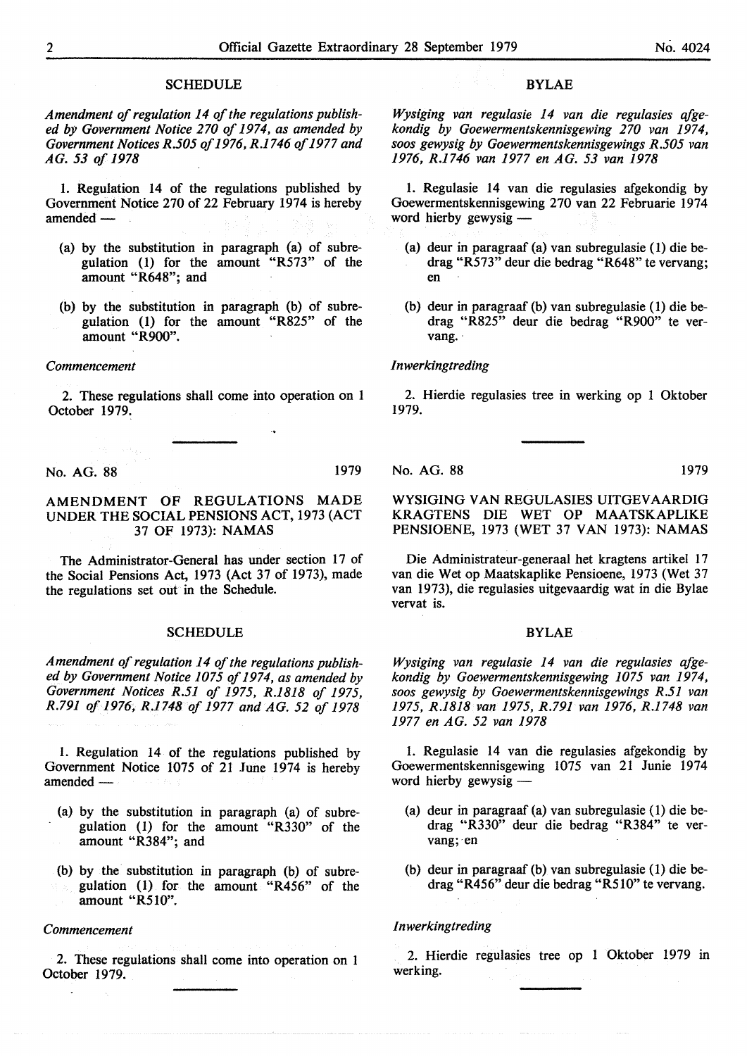## SCHEDULE

*Amendment of regulation 14 of the regulations published by Government Notice 270 of 1974, as amended by Government Notices R.505 of 1976, R.1746 of 1977 and AG. 53 of 1978*

1. Regulation 14 of the regulations published by Government Notice 270 of 22 February 1974 is hereby amended —

(a) by the substitution in paragraph (a) of subregulation (1) for the amount "R573" of the amount "R648"; and

(b) by the substitution in paragraph (b) of subregulation (1) for the amount "R825" of the amount "R900".

*Commencement*

2. These regulations shall come into operation on 1 October 1979.

## BYLAE

*Wysiging van regulasie 14 van die regulasies afgekondig by Goewermentskennisgewing 270 van 1974, soos gewysig by Goewermentskennisgewings R.505 van 1976, R.1746 van 1977 en AG. 53 van 1978*

1. Regulasie 14 van die regulasies afgekondig by Goewermentskennisgewing 270 van 22 Februarie 1974 word hierby gewysig —

(a) deur in paragraaf (a) van subregulasie (1) die bedrag "R573" deur die bedrag "R648" te vervang; en

(b) deur in paragraaf (b) van subregulasie (1) die bedrag "R825" deur die bedrag "R900" te vervang.

*Inwerkingtreding*

2. Hierdie regulasies tree in werking op 1 Oktober 1979.

---

No. AG. 88 1979

## AMENDMENT OF REGULATIONS MADE UNDER THE SOCIAL PENSIONS ACT, 1973 (ACT 37 OF 1973): NAMAS

The Administrator-General has under section 17 of the Social Pensions Act, 1973 (Act 37 of 1973), made the regulations set out in the Schedule.

## SCHEDULE

*Amendment of regulation 14 of the regulations published by Government Notice 1075 of 1974, as amended by Government Notices R.51 of 1975, R.1818 of 1975, R.791 of 1976, R.1748 of 1977 and AG. 52 of 1978*

1. Regulation 14 of the regulations published by Government Notice 1075 of 21 June 1974 is hereby amended —

(a) by the substitution in paragraph (a) of subregulation (1) for the amount "R330" of the amount "R384"; and

(b) by the substitution in paragraph (b) of subregulation (1) for the amount "R456" of the amount "R510".

*Commencement*

2. These regulations shall come into operation on 1 October 1979.

---

No. AG. 88 1979

## WYSIGING VAN REGULASIES UITGEVAARDIG KRAGTENS DIE WET OP MAATSKAPLIKE PENSIOENE, 1973 (WET 37 VAN 1973): NAMAS

Die Administrateur-generaal het kragtens artikel 17 van die Wet op Maatskaplike Pensioene, 1973 (Wet 37 van 1973), die regulasies uitgevaardig wat in die Bylae vervat is.

## BYLAE

*Wysiging van regulasie 14 van die regulasies afgekondig by Goewermentskennisgewing 1075 van 1974, soos gewysig by Goewermentskennisgewings R.51 van 1975, R.1818 van 1975, R.791 van 1976, R.1748 van 1977 en AG. 52 van 1978*

1. Regulasie 14 van die regulasies afgekondig by Goewermentskennisgewing 1075 van 21 Junie 1974 word hierby gewysig —

(a) deur in paragraaf (a) van subregulasie (1) die bedrag "R330" deur die bedrag "R384" te vervang; en

(b) deur in paragraaf (b) van subregulasie (1) die bedrag "R456" deur die bedrag "R510" te vervang.

*Inwerkingtreding*

2. Hierdie regulasies tree op 1 Oktober 1979 in werking.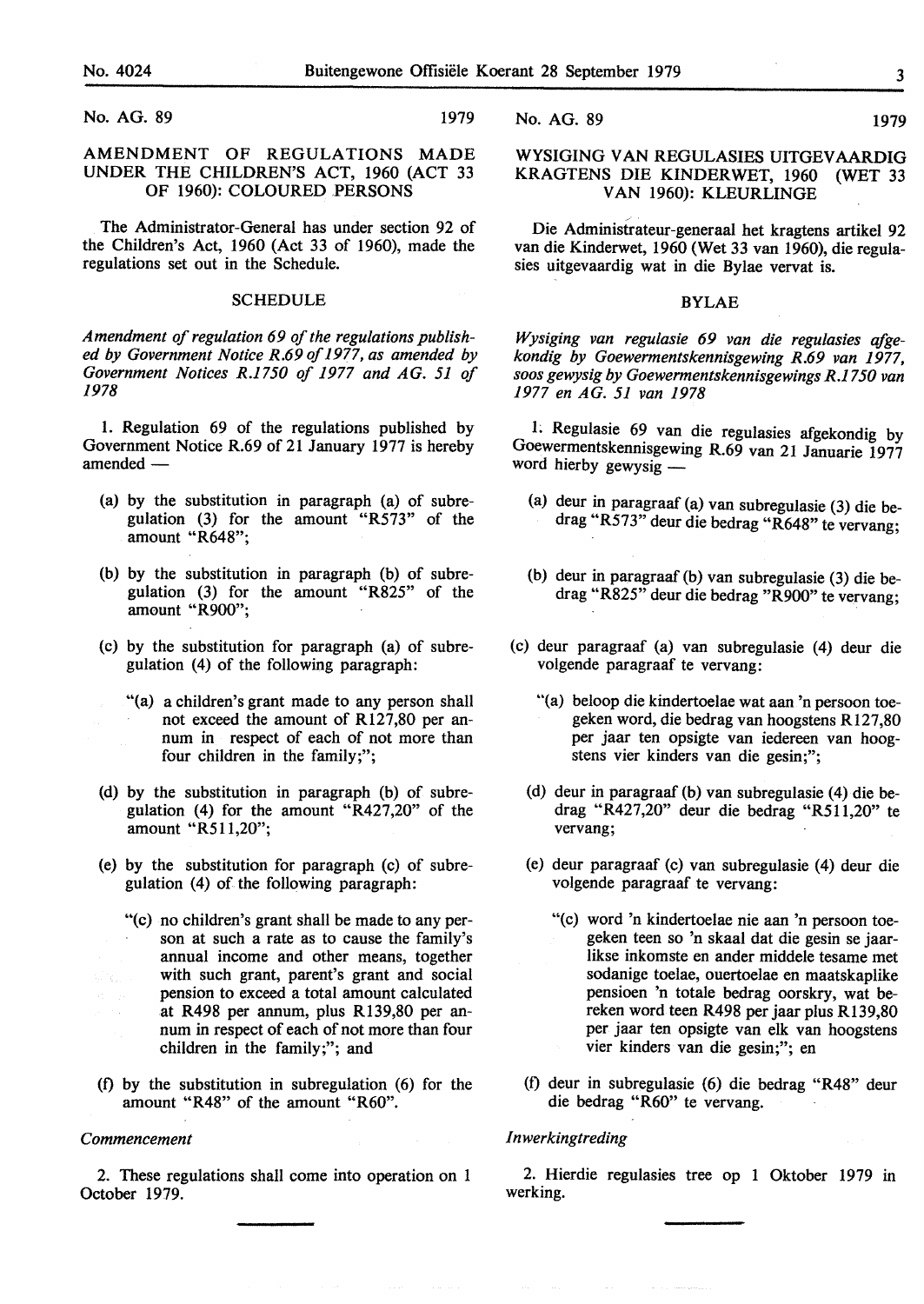No. AG. 89 1979

## AMENDMENT OF REGULATIONS MADE UNDER THE CHILDREN'S ACT, 1960 (ACT 33 OF 1960): COLOURED PERSONS

The Administrator-General has under section 92 of the Children's Act, 1960 (Act 33 of 1960), made the regulations set out in the Schedule.

### SCHEDULE

*Amendment of regulation 69 of the regulations published by Government Notice R.69 of 1977, as amended by Government Notices R.1750 of 1977 and AG. 51 of 1978*

1. Regulation 69 of the regulations published by Government Notice R.69 of 21 January 1977 is hereby amended —

(a) by the substitution in paragraph (a) of subregulation (3) for the amount "R573" of the amount "R648";

(b) by the substitution in paragraph (b) of subregulation (3) for the amount "R825" of the amount "R900";

(c) by the substitution for paragraph (a) of subregulation (4) of the following paragraph:

"(a) a children's grant made to any person shall not exceed the amount of R127,80 per annum in respect of each of not more than four children in the family;";

(d) by the substitution in paragraph (b) of subregulation (4) for the amount "R427,20" of the amount "R511,20";

(e) by the substitution for paragraph (c) of subregulation (4) of the following paragraph:

"(c) no children's grant shall be made to any person at such a rate as to cause the family's annual income and other means, together with such grant, parent's grant and social pension to exceed a total amount calculated at R498 per annum, plus R139,80 per annum in respect of each of not more than four children in the family;"; and

(f) by the substitution in subregulation (6) for the amount "R48" of the amount "R60".

*Commencement*

2. These regulations shall come into operation on 1 October 1979.

No. AG. 89 1979

## WYSIGING VAN REGULASIES UITGEVAARDIG KRAGTENS DIE KINDERWET, 1960 (WET 33 VAN 1960): KLEURLINGE

Die Administrateur-generaal het kragtens artikel 92 van die Kinderwet, 1960 (Wet 33 van 1960), die regulasies uitgevaardig wat in die Bylae vervat is.

### BYLAE

*Wysiging van regulasie 69 van die regulasies afgekondig by Goewermentskennisgewing R.69 van 1977, soos gewysig by Goewermentskennisgewings R.1750 van 1977 en AG. 51 van 1978*

1. Regulasie 69 van die regulasies afgekondig by Goewermentskennisgewing R.69 van 21 Januarie 1977 word hierby gewysig —

(a) deur in paragraaf (a) van subregulasie (3) die bedrag "R573" deur die bedrag "R648" te vervang;

(b) deur in paragraaf (b) van subregulasie (3) die bedrag "R825" deur die bedrag "R900" te vervang;

(c) deur paragraaf (a) van subregulasie (4) deur die volgende paragraaf te vervang:

"(a) beloop die kindertoelae wat aan 'n persoon toegeken word, die bedrag van hoogstens R127,80 per jaar ten opsigte van iedereen van hoogstens vier kinders van die gesin;";

(d) deur in paragraaf (b) van subregulasie (4) die bedrag "R427,20" deur die bedrag "R511,20" te vervang;

(e) deur paragraaf (c) van subregulasie (4) deur die volgende paragraaf te vervang:

"(c) word 'n kindertoelae nie aan 'n persoon toegeken teen so 'n skaal dat die gesin se jaarlikse inkomste en ander middele tesame met sodanige toelae, ouertoelae en maatskaplike pensioen 'n totale bedrag oorskry, wat bereken word teen R498 per jaar plus R139,80 per jaar ten opsigte van elk van hoogstens vier kinders van die gesin;"; en

(f) deur in subregulasie (6) die bedrag "R48" deur die bedrag "R60" te vervang.

*Inwerkingtreding*

2. Hierdie regulasies tree op 1 Oktober 1979 in werking.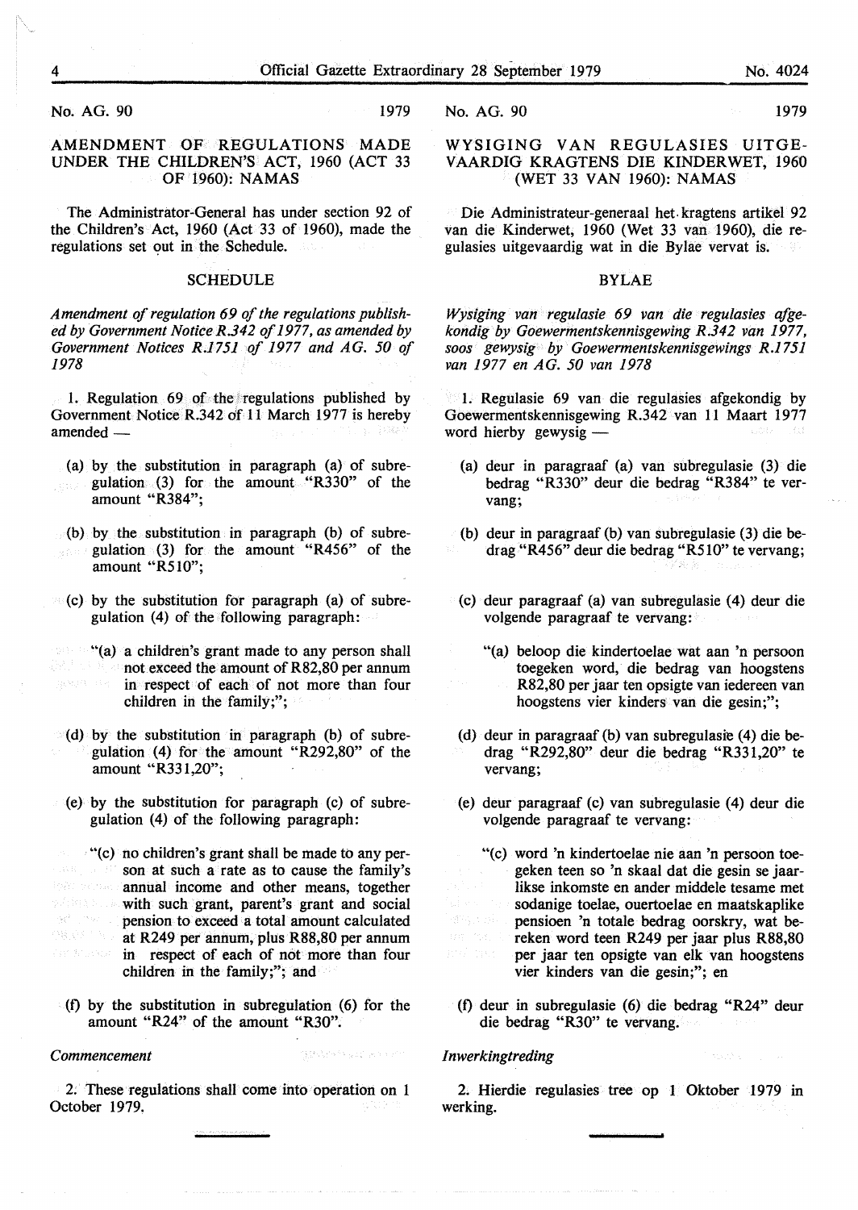No. AG. 90 1979

## AMENDMENT OF REGULATIONS MADE UNDER THE CHILDREN'S ACT, 1960 (ACT 33 OF 1960): NAMAS

The Administrator-General has under section 92 of the Children's Act, 1960 (Act 33 of 1960), made the regulations set out in the Schedule.

### SCHEDULE

*Amendment of regulation 69 of the regulations published by Government Notice R.342 of 1977, as amended by Government Notices R.1751 of 1977 and AG. 50 of 1978*

1. Regulation 69 of the regulations published by Government Notice R.342 of 11 March 1977 is hereby amended —

(a) by the substitution in paragraph (a) of subregulation (3) for the amount "R330" of the amount "R384";

(b) by the substitution in paragraph (b) of subregulation (3) for the amount "R456" of the amount "R510";

(c) by the substitution for paragraph (a) of subregulation (4) of the following paragraph:

"(a) a children's grant made to any person shall not exceed the amount of R82,80 per annum in respect of each of not more than four children in the family;";

(d) by the substitution in paragraph (b) of subregulation (4) for the amount "R292,80" of the amount "R331,20";

(e) by the substitution for paragraph (c) of subregulation (4) of the following paragraph:

"(c) no children's grant shall be made to any person at such a rate as to cause the family's annual income and other means, together with such grant, parent's grant and social pension to exceed a total amount calculated at R249 per annum, plus R88,80 per annum in respect of each of not more than four children in the family;"; and

(f) by the substitution in subregulation (6) for the amount "R24" of the amount "R30".

*Commencement*

2. These regulations shall come into operation on 1 October 1979.

---

No. AG. 90 1979

## WYSIGING VAN REGULASIES UITGEVAARDIG KRAGTENS DIE KINDERWET, 1960 (WET 33 VAN 1960): NAMAS

Die Administrateur-generaal het kragtens artikel 92 van die Kinderwet, 1960 (Wet 33 van 1960), die regulasies uitgevaardig wat in die Bylae vervat is.

### BYLAE

*Wysiging van regulasie 69 van die regulasies afgekondig by Goewermentskennisgewing R.342 van 1977, soos gewysig by Goewermentskennisgewings R.1751 van 1977 en AG. 50 van 1978*

1. Regulasie 69 van die regulasies afgekondig by Goewermentskennisgewing R.342 van 11 Maart 1977 word hierby gewysig —

(a) deur in paragraaf (a) van subregulasie (3) die bedrag "R330" deur die bedrag "R384" te vervang;

(b) deur in paragraaf (b) van subregulasie (3) die bedrag "R456" deur die bedrag "R510" te vervang;

(c) deur paragraaf (a) van subregulasie (4) deur die volgende paragraaf te vervang:

"(a) beloop die kindertoelae wat aan 'n persoon toegeken word, die bedrag van hoogstens R82,80 per jaar ten opsigte van iedereen van hoogstens vier kinders van die gesin;";

(d) deur in paragraaf (b) van subregulasie (4) die bedrag "R292,80" deur die bedrag "R331,20" te vervang;

(e) deur paragraaf (c) van subregulasie (4) deur die volgende paragraaf te vervang:

"(c) word 'n kindertoelae nie aan 'n persoon toegeken teen so 'n skaal dat die gesin se jaarlikse inkomste en ander middele tesame met sodanige toelae, ouertoelae en maatskaplike pensioen 'n totale bedrag oorskry, wat bereken word teen R249 per jaar plus R88,80 per jaar ten opsigte van elk van hoogstens vier kinders van die gesin;"; en

(f) deur in subregulasie (6) die bedrag "R24" deur die bedrag "R30" te vervang.

*Inwerkingtreding*

2. Hierdie regulasies tree op 1 Oktober 1979 in werking.